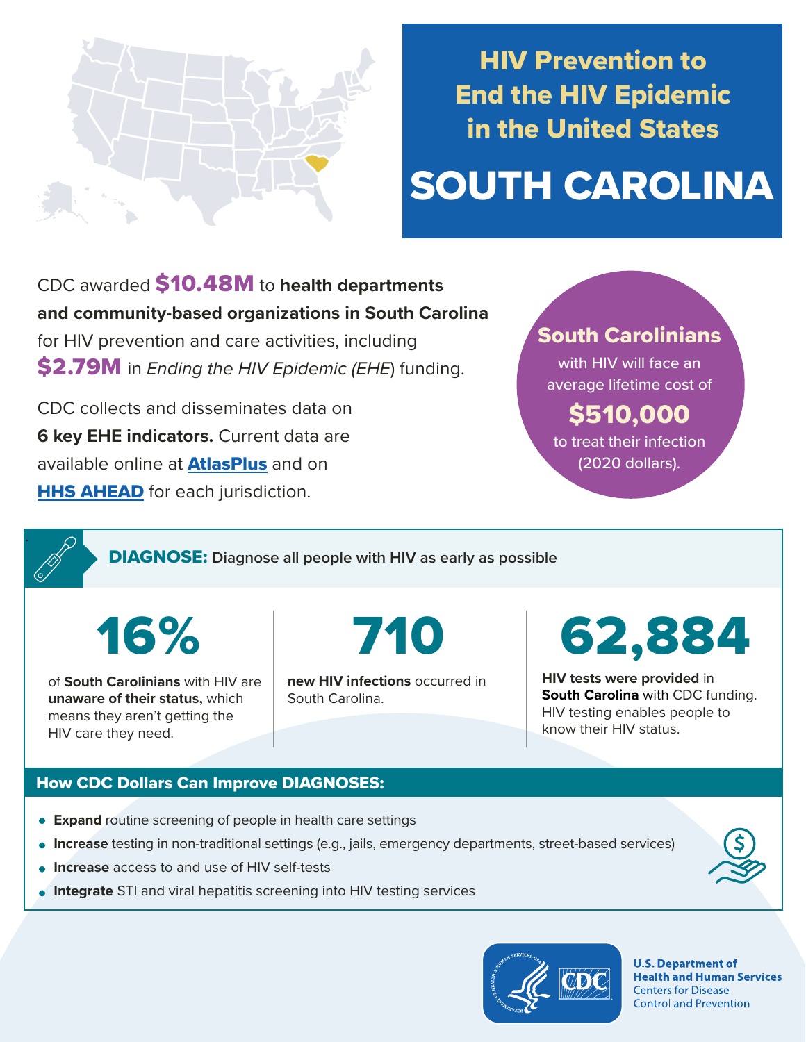# HIV Prevention to End the HIV Epidemic in the United States

# SOUTH CAROLINA

CDC awarded **$10.48M** to **health departments and community-based organizations in South Carolina** for HIV prevention and care activities, including **$2.79M** in *Ending the HIV Epidemic (EHE*) funding.

CDC collects and disseminates data on **6 key EHE indicators.** Current data are available online at **AtlasPlus** and on **HHS AHEAD** for each jurisdiction.

**South Carolinians** with HIV will face an average lifetime cost of **$510,000** to treat their infection (2020 dollars).

## DIAGNOSE: Diagnose all people with HIV as early as possible

**16%**

of **South Carolinians** with HIV are **unaware of their status,** which means they aren't getting the HIV care they need.

**710**

**new HIV infections** occurred in South Carolina.

**62,884**

**HIV tests were provided** in **South Carolina** with CDC funding. HIV testing enables people to know their HIV status.

### How CDC Dollars Can Improve DIAGNOSES:

- **Expand** routine screening of people in health care settings
- **Increase** testing in non-traditional settings (e.g., jails, emergency departments, street-based services)
- **Increase** access to and use of HIV self-tests
- **Integrate** STI and viral hepatitis screening into HIV testing services

U.S. Department of Health and Human Services
Centers for Disease Control and Prevention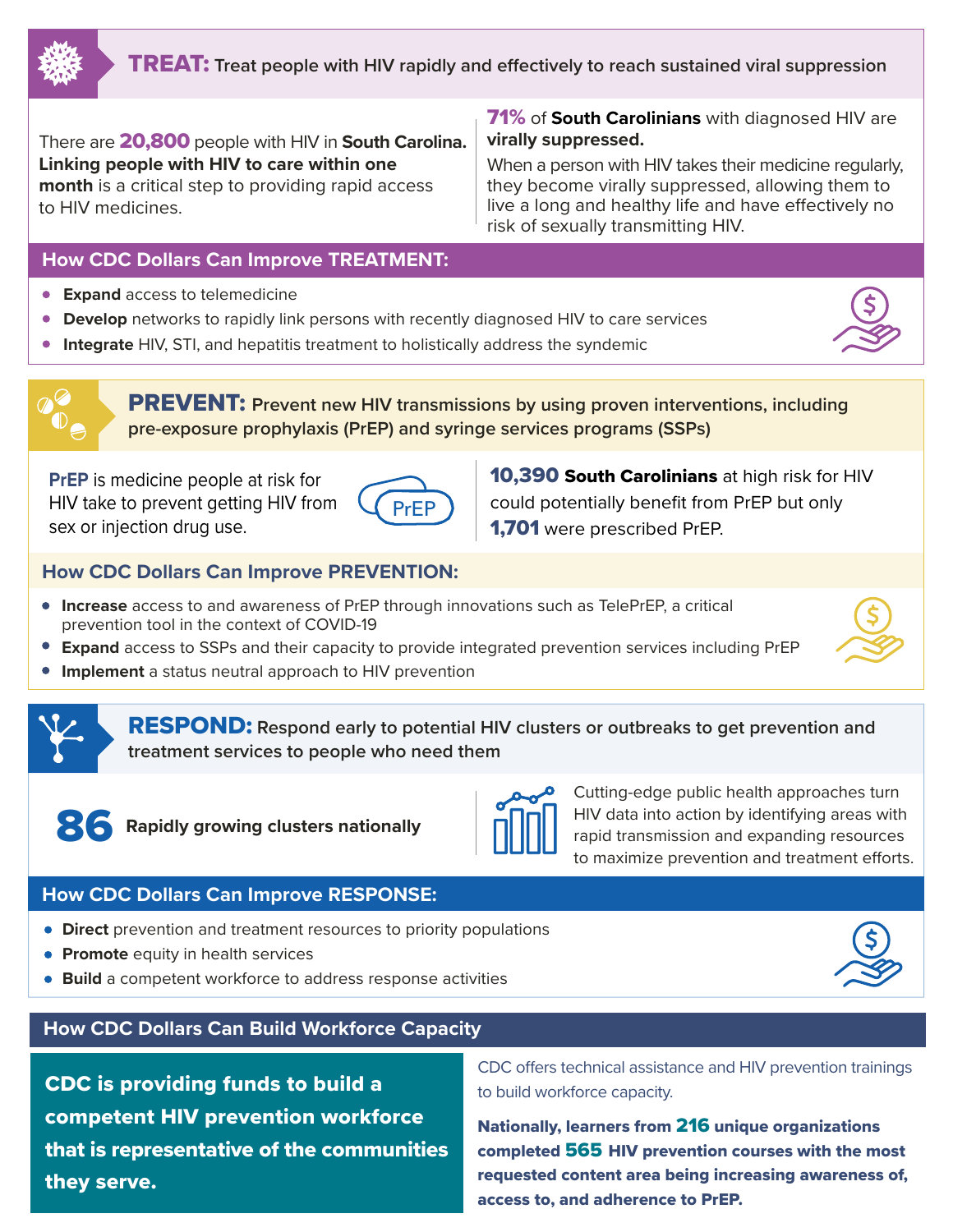## TREAT: Treat people with HIV rapidly and effectively to reach sustained viral suppression

There are **20,800** people with HIV in **South Carolina. Linking people with HIV to care within one month** is a critical step to providing rapid access to HIV medicines.

**71%** of **South Carolinians** with diagnosed HIV are **virally suppressed.**

When a person with HIV takes their medicine regularly, they become virally suppressed, allowing them to live a long and healthy life and have effectively no risk of sexually transmitting HIV.

### How CDC Dollars Can Improve TREATMENT:

- **Expand** access to telemedicine
- **Develop** networks to rapidly link persons with recently diagnosed HIV to care services
- **Integrate** HIV, STI, and hepatitis treatment to holistically address the syndemic

## PREVENT: Prevent new HIV transmissions by using proven interventions, including pre-exposure prophylaxis (PrEP) and syringe services programs (SSPs)

**PrEP** is medicine people at risk for HIV take to prevent getting HIV from sex or injection drug use.

PrEP

**10,390 South Carolinians** at high risk for HIV could potentially benefit from PrEP but only **1,701** were prescribed PrEP.

### How CDC Dollars Can Improve PREVENTION:

- **Increase** access to and awareness of PrEP through innovations such as TelePrEP, a critical prevention tool in the context of COVID-19
- **Expand** access to SSPs and their capacity to provide integrated prevention services including PrEP
- **Implement** a status neutral approach to HIV prevention

## RESPOND: Respond early to potential HIV clusters or outbreaks to get prevention and treatment services to people who need them

**86** **Rapidly growing clusters nationally**

Cutting-edge public health approaches turn HIV data into action by identifying areas with rapid transmission and expanding resources to maximize prevention and treatment efforts.

### How CDC Dollars Can Improve RESPONSE:

- **Direct** prevention and treatment resources to priority populations
- **Promote** equity in health services
- **Build** a competent workforce to address response activities

### How CDC Dollars Can Build Workforce Capacity

**CDC is providing funds to build a competent HIV prevention workforce that is representative of the communities they serve.**

CDC offers technical assistance and HIV prevention trainings to build workforce capacity.

**Nationally, learners from 216 unique organizations completed 565 HIV prevention courses with the most requested content area being increasing awareness of, access to, and adherence to PrEP.**